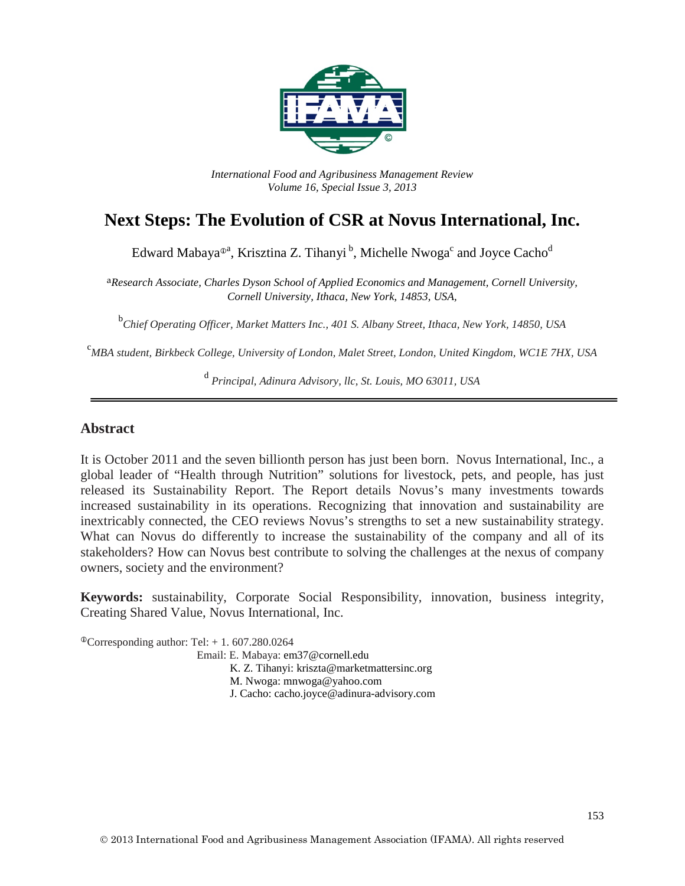*International Food and Agribusiness Management Review*
*Volume 16, Special Issue 3, 2013*

# Next Steps: The Evolution of CSR at Novus International, Inc.

Edward Mabaya[Φa], Krisztina Z. Tihanyi[b], Michelle Nwoga[c] and Joyce Cacho[d]

[a] *Research Associate, Charles Dyson School of Applied Economics and Management, Cornell University, Cornell University, Ithaca, New York, 14853, USA,*

[b] *Chief Operating Officer, Market Matters Inc., 401 S. Albany Street, Ithaca, New York, 14850, USA*

[c] *MBA student, Birkbeck College, University of London, Malet Street, London, United Kingdom, WC1E 7HX, USA*

[d] *Principal, Adinura Advisory, llc, St. Louis, MO 63011, USA*

---

## Abstract

It is October 2011 and the seven billionth person has just been born. Novus International, Inc., a global leader of "Health through Nutrition" solutions for livestock, pets, and people, has just released its Sustainability Report. The Report details Novus's many investments towards increased sustainability in its operations. Recognizing that innovation and sustainability are inextricably connected, the CEO reviews Novus's strengths to set a new sustainability strategy. What can Novus do differently to increase the sustainability of the company and all of its stakeholders? How can Novus best contribute to solving the challenges at the nexus of company owners, society and the environment?

**Keywords:** sustainability, Corporate Social Responsibility, innovation, business integrity, Creating Shared Value, Novus International, Inc.

[Φ] Corresponding author: Tel: + 1. 607.280.0264
Email: E. Mabaya: em37@cornell.edu
K. Z. Tihanyi: kriszta@marketmattersinc.org
M. Nwoga: mnwoga@yahoo.com
J. Cacho: cacho.joyce@adinura-advisory.com

© 2013 International Food and Agribusiness Management Association (IFAMA). All rights reserved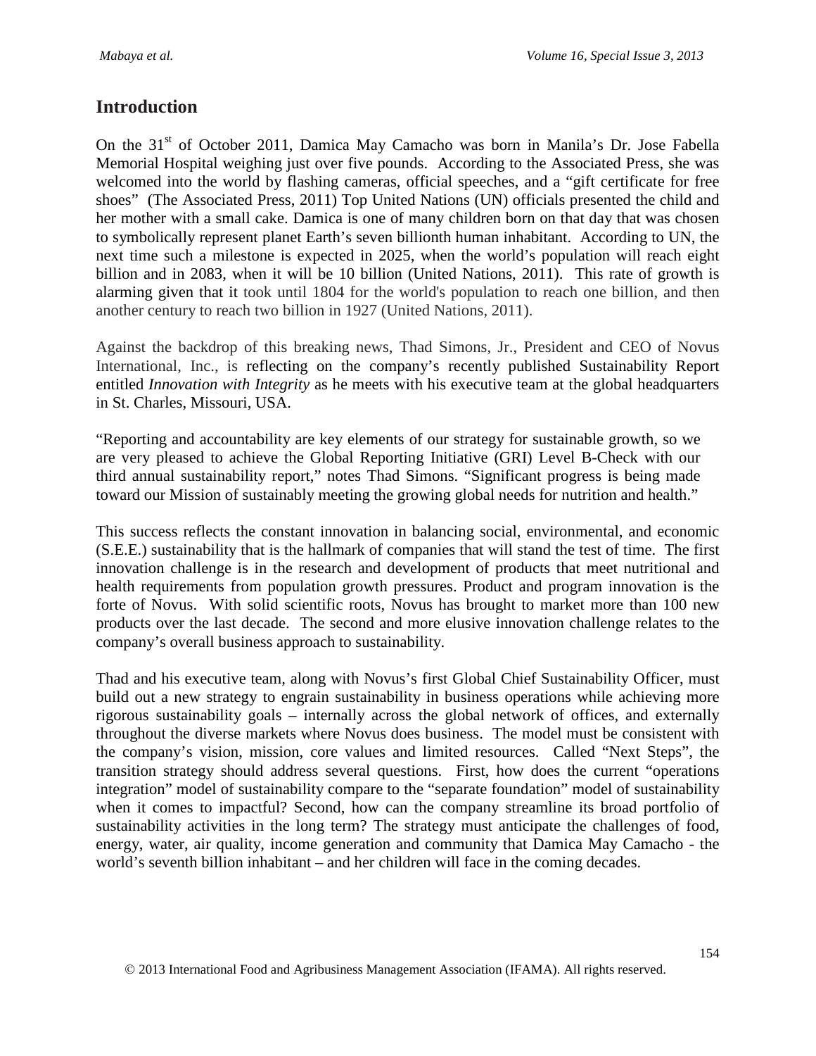## Introduction

On the 31st of October 2011, Damica May Camacho was born in Manila's Dr. Jose Fabella Memorial Hospital weighing just over five pounds. According to the Associated Press, she was welcomed into the world by flashing cameras, official speeches, and a "gift certificate for free shoes" (The Associated Press, 2011) Top United Nations (UN) officials presented the child and her mother with a small cake. Damica is one of many children born on that day that was chosen to symbolically represent planet Earth's seven billionth human inhabitant. According to UN, the next time such a milestone is expected in 2025, when the world's population will reach eight billion and in 2083, when it will be 10 billion (United Nations, 2011). This rate of growth is alarming given that it took until 1804 for the world's population to reach one billion, and then another century to reach two billion in 1927 (United Nations, 2011).

Against the backdrop of this breaking news, Thad Simons, Jr., President and CEO of Novus International, Inc., is reflecting on the company's recently published Sustainability Report entitled *Innovation with Integrity* as he meets with his executive team at the global headquarters in St. Charles, Missouri, USA.

"Reporting and accountability are key elements of our strategy for sustainable growth, so we are very pleased to achieve the Global Reporting Initiative (GRI) Level B-Check with our third annual sustainability report," notes Thad Simons. "Significant progress is being made toward our Mission of sustainably meeting the growing global needs for nutrition and health."

This success reflects the constant innovation in balancing social, environmental, and economic (S.E.E.) sustainability that is the hallmark of companies that will stand the test of time. The first innovation challenge is in the research and development of products that meet nutritional and health requirements from population growth pressures. Product and program innovation is the forte of Novus. With solid scientific roots, Novus has brought to market more than 100 new products over the last decade. The second and more elusive innovation challenge relates to the company's overall business approach to sustainability.

Thad and his executive team, along with Novus's first Global Chief Sustainability Officer, must build out a new strategy to engrain sustainability in business operations while achieving more rigorous sustainability goals – internally across the global network of offices, and externally throughout the diverse markets where Novus does business. The model must be consistent with the company's vision, mission, core values and limited resources. Called "Next Steps", the transition strategy should address several questions. First, how does the current "operations integration" model of sustainability compare to the "separate foundation" model of sustainability when it comes to impactful? Second, how can the company streamline its broad portfolio of sustainability activities in the long term? The strategy must anticipate the challenges of food, energy, water, air quality, income generation and community that Damica May Camacho - the world's seventh billion inhabitant – and her children will face in the coming decades.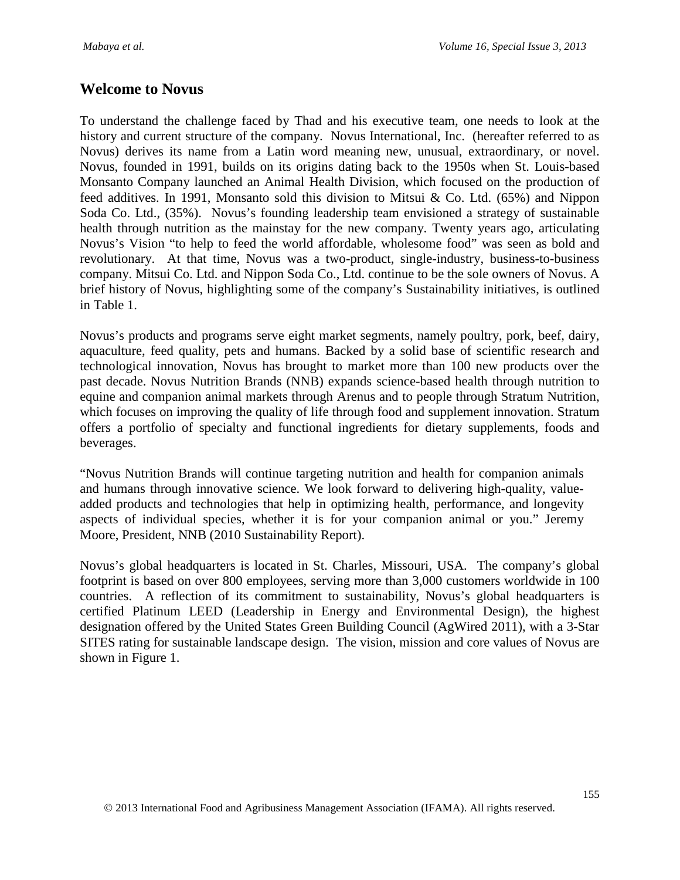## Welcome to Novus

To understand the challenge faced by Thad and his executive team, one needs to look at the history and current structure of the company. Novus International, Inc. (hereafter referred to as Novus) derives its name from a Latin word meaning new, unusual, extraordinary, or novel. Novus, founded in 1991, builds on its origins dating back to the 1950s when St. Louis-based Monsanto Company launched an Animal Health Division, which focused on the production of feed additives. In 1991, Monsanto sold this division to Mitsui & Co. Ltd. (65%) and Nippon Soda Co. Ltd., (35%). Novus's founding leadership team envisioned a strategy of sustainable health through nutrition as the mainstay for the new company. Twenty years ago, articulating Novus's Vision "to help to feed the world affordable, wholesome food" was seen as bold and revolutionary. At that time, Novus was a two-product, single-industry, business-to-business company. Mitsui Co. Ltd. and Nippon Soda Co., Ltd. continue to be the sole owners of Novus. A brief history of Novus, highlighting some of the company's Sustainability initiatives, is outlined in Table 1.

Novus's products and programs serve eight market segments, namely poultry, pork, beef, dairy, aquaculture, feed quality, pets and humans. Backed by a solid base of scientific research and technological innovation, Novus has brought to market more than 100 new products over the past decade. Novus Nutrition Brands (NNB) expands science-based health through nutrition to equine and companion animal markets through Arenus and to people through Stratum Nutrition, which focuses on improving the quality of life through food and supplement innovation. Stratum offers a portfolio of specialty and functional ingredients for dietary supplements, foods and beverages.

> "Novus Nutrition Brands will continue targeting nutrition and health for companion animals and humans through innovative science. We look forward to delivering high-quality, value-added products and technologies that help in optimizing health, performance, and longevity aspects of individual species, whether it is for your companion animal or you." Jeremy Moore, President, NNB (2010 Sustainability Report).

Novus's global headquarters is located in St. Charles, Missouri, USA. The company's global footprint is based on over 800 employees, serving more than 3,000 customers worldwide in 100 countries. A reflection of its commitment to sustainability, Novus's global headquarters is certified Platinum LEED (Leadership in Energy and Environmental Design), the highest designation offered by the United States Green Building Council (AgWired 2011), with a 3-Star SITES rating for sustainable landscape design. The vision, mission and core values of Novus are shown in Figure 1.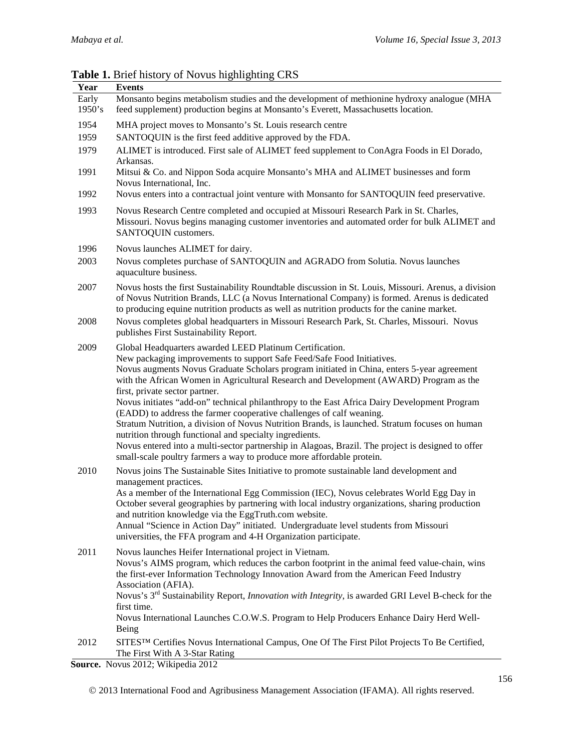**Table 1.** Brief history of Novus highlighting CRS

| Year | Events |
|---|---|
| Early 1950's | Monsanto begins metabolism studies and the development of methionine hydroxy analogue (MHA feed supplement) production begins at Monsanto's Everett, Massachusetts location. |
| 1954 | MHA project moves to Monsanto's St. Louis research centre |
| 1959 | SANTOQUIN is the first feed additive approved by the FDA. |
| 1979 | ALIMET is introduced. First sale of ALIMET feed supplement to ConAgra Foods in El Dorado, Arkansas. |
| 1991 | Mitsui & Co. and Nippon Soda acquire Monsanto's MHA and ALIMET businesses and form Novus International, Inc. |
| 1992 | Novus enters into a contractual joint venture with Monsanto for SANTOQUIN feed preservative. |
| 1993 | Novus Research Centre completed and occupied at Missouri Research Park in St. Charles, Missouri. Novus begins managing customer inventories and automated order for bulk ALIMET and SANTOQUIN customers. |
| 1996 | Novus launches ALIMET for dairy. |
| 2003 | Novus completes purchase of SANTOQUIN and AGRADO from Solutia. Novus launches aquaculture business. |
| 2007 | Novus hosts the first Sustainability Roundtable discussion in St. Louis, Missouri. Arenus, a division of Novus Nutrition Brands, LLC (a Novus International Company) is formed. Arenus is dedicated to producing equine nutrition products as well as nutrition products for the canine market. |
| 2008 | Novus completes global headquarters in Missouri Research Park, St. Charles, Missouri. Novus publishes First Sustainability Report. |
| 2009 | Global Headquarters awarded LEED Platinum Certification.<br>New packaging improvements to support Safe Feed/Safe Food Initiatives.<br>Novus augments Novus Graduate Scholars program initiated in China, enters 5-year agreement with the African Women in Agricultural Research and Development (AWARD) Program as the first, private sector partner.<br>Novus initiates "add-on" technical philanthropy to the East Africa Dairy Development Program (EADD) to address the farmer cooperative challenges of calf weaning.<br>Stratum Nutrition, a division of Novus Nutrition Brands, is launched. Stratum focuses on human nutrition through functional and specialty ingredients.<br>Novus entered into a multi-sector partnership in Alagoas, Brazil. The project is designed to offer small-scale poultry farmers a way to produce more affordable protein. |
| 2010 | Novus joins The Sustainable Sites Initiative to promote sustainable land development and management practices.<br>As a member of the International Egg Commission (IEC), Novus celebrates World Egg Day in October several geographies by partnering with local industry organizations, sharing production and nutrition knowledge via the EggTruth.com website.<br>Annual "Science in Action Day" initiated. Undergraduate level students from Missouri universities, the FFA program and 4-H Organization participate. |
| 2011 | Novus launches Heifer International project in Vietnam.<br>Novus's AIMS program, which reduces the carbon footprint in the animal feed value-chain, wins the first-ever Information Technology Innovation Award from the American Feed Industry Association (AFIA).<br>Novus's 3rd Sustainability Report, *Innovation with Integrity*, is awarded GRI Level B-check for the first time.<br>Novus International Launches C.O.W.S. Program to Help Producers Enhance Dairy Herd Well-Being |
| 2012 | SITES™ Certifies Novus International Campus, One Of The First Pilot Projects To Be Certified, The First With A 3-Star Rating |

**Source.** Novus 2012; Wikipedia 2012

© 2013 International Food and Agribusiness Management Association (IFAMA). All rights reserved.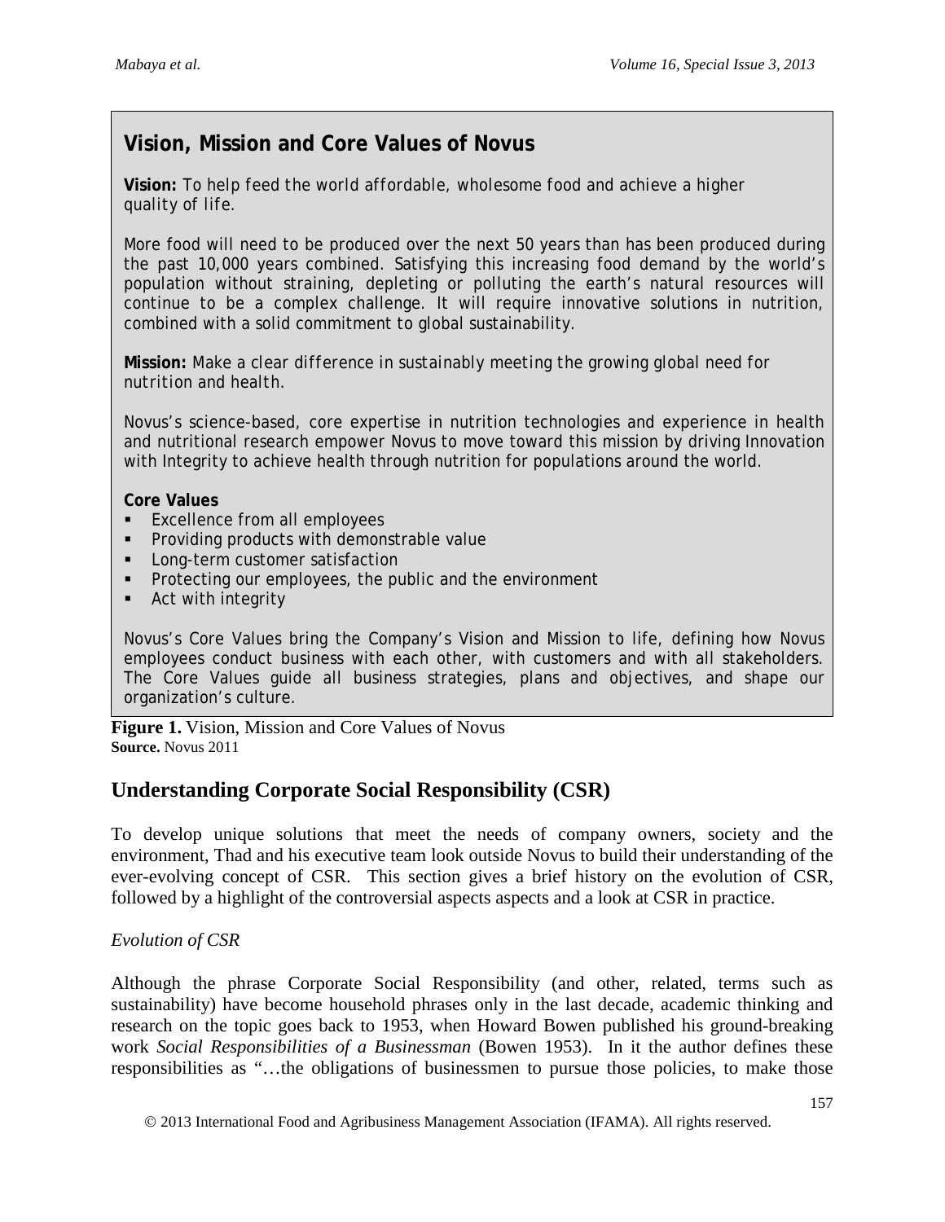## Vision, Mission and Core Values of Novus

**Vision:** *To help feed the world affordable, wholesome food and achieve a higher quality of life.*

*More food will need to be produced over the next 50 years than has been produced during the past 10,000 years combined. Satisfying this increasing food demand by the world's population without straining, depleting or polluting the earth's natural resources will continue to be a complex challenge. It will require innovative solutions in nutrition, combined with a solid commitment to global sustainability.*

**Mission:** *Make a clear difference in sustainably meeting the growing global need for nutrition and health.*

*Novus's science-based, core expertise in nutrition technologies and experience in health and nutritional research empower Novus to move toward this mission by driving Innovation with Integrity to achieve health through nutrition for populations around the world.*

**Core Values**

- Excellence from all employees
- Providing products with demonstrable value
- Long-term customer satisfaction
- Protecting our employees, the public and the environment
- Act with integrity

*Novus's Core Values bring the Company's Vision and Mission to life, defining how Novus employees conduct business with each other, with customers and with all stakeholders. The Core Values guide all business strategies, plans and objectives, and shape our organization's culture.*

**Figure 1.** Vision, Mission and Core Values of Novus
**Source.** Novus 2011

## Understanding Corporate Social Responsibility (CSR)

To develop unique solutions that meet the needs of company owners, society and the environment, Thad and his executive team look outside Novus to build their understanding of the ever-evolving concept of CSR. This section gives a brief history on the evolution of CSR, followed by a highlight of the controversial aspects aspects and a look at CSR in practice.

### *Evolution of CSR*

Although the phrase Corporate Social Responsibility (and other, related, terms such as sustainability) have become household phrases only in the last decade, academic thinking and research on the topic goes back to 1953, when Howard Bowen published his ground-breaking work *Social Responsibilities of a Businessman* (Bowen 1953). In it the author defines these responsibilities as "…the obligations of businessmen to pursue those policies, to make those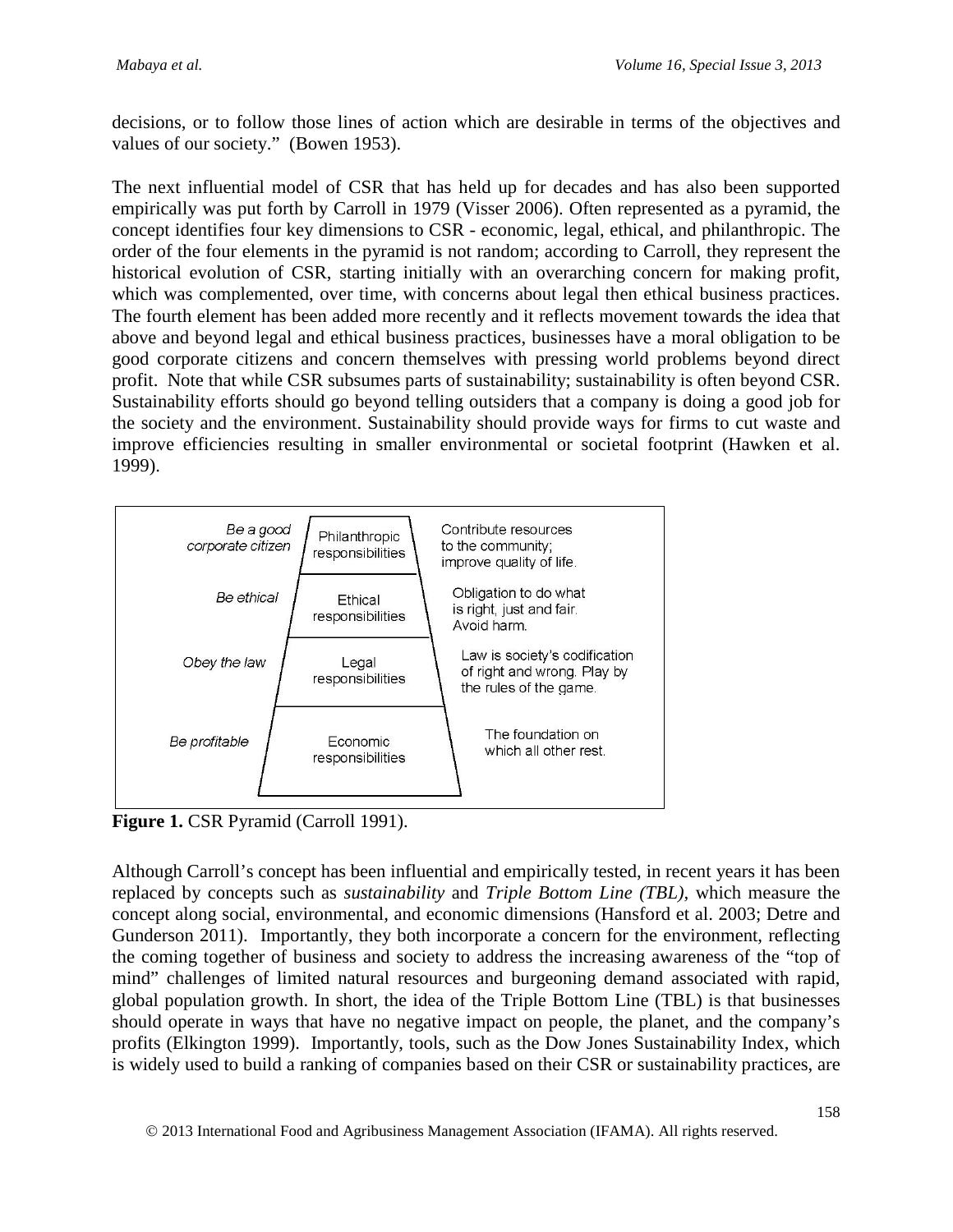decisions, or to follow those lines of action which are desirable in terms of the objectives and values of our society." (Bowen 1953).

The next influential model of CSR that has held up for decades and has also been supported empirically was put forth by Carroll in 1979 (Visser 2006). Often represented as a pyramid, the concept identifies four key dimensions to CSR - economic, legal, ethical, and philanthropic. The order of the four elements in the pyramid is not random; according to Carroll, they represent the historical evolution of CSR, starting initially with an overarching concern for making profit, which was complemented, over time, with concerns about legal then ethical business practices. The fourth element has been added more recently and it reflects movement towards the idea that above and beyond legal and ethical business practices, businesses have a moral obligation to be good corporate citizens and concern themselves with pressing world problems beyond direct profit. Note that while CSR subsumes parts of sustainability; sustainability is often beyond CSR. Sustainability efforts should go beyond telling outsiders that a company is doing a good job for the society and the environment. Sustainability should provide ways for firms to cut waste and improve efficiencies resulting in smaller environmental or societal footprint (Hawken et al. 1999).

*Be a good corporate citizen*
Philanthropic responsibilities
Contribute resources to the community; improve quality of life.

*Be ethical*
Ethical responsibilities
Obligation to do what is right, just and fair. Avoid harm.

*Obey the law*
Legal responsibilities
Law is society's codification of right and wrong. Play by the rules of the game.

*Be profitable*
Economic responsibilities
The foundation on which all other rest.

**Figure 1.** CSR Pyramid (Carroll 1991).

Although Carroll's concept has been influential and empirically tested, in recent years it has been replaced by concepts such as *sustainability* and *Triple Bottom Line (TBL)*, which measure the concept along social, environmental, and economic dimensions (Hansford et al. 2003; Detre and Gunderson 2011). Importantly, they both incorporate a concern for the environment, reflecting the coming together of business and society to address the increasing awareness of the "top of mind" challenges of limited natural resources and burgeoning demand associated with rapid, global population growth. In short, the idea of the Triple Bottom Line (TBL) is that businesses should operate in ways that have no negative impact on people, the planet, and the company's profits (Elkington 1999). Importantly, tools, such as the Dow Jones Sustainability Index, which is widely used to build a ranking of companies based on their CSR or sustainability practices, are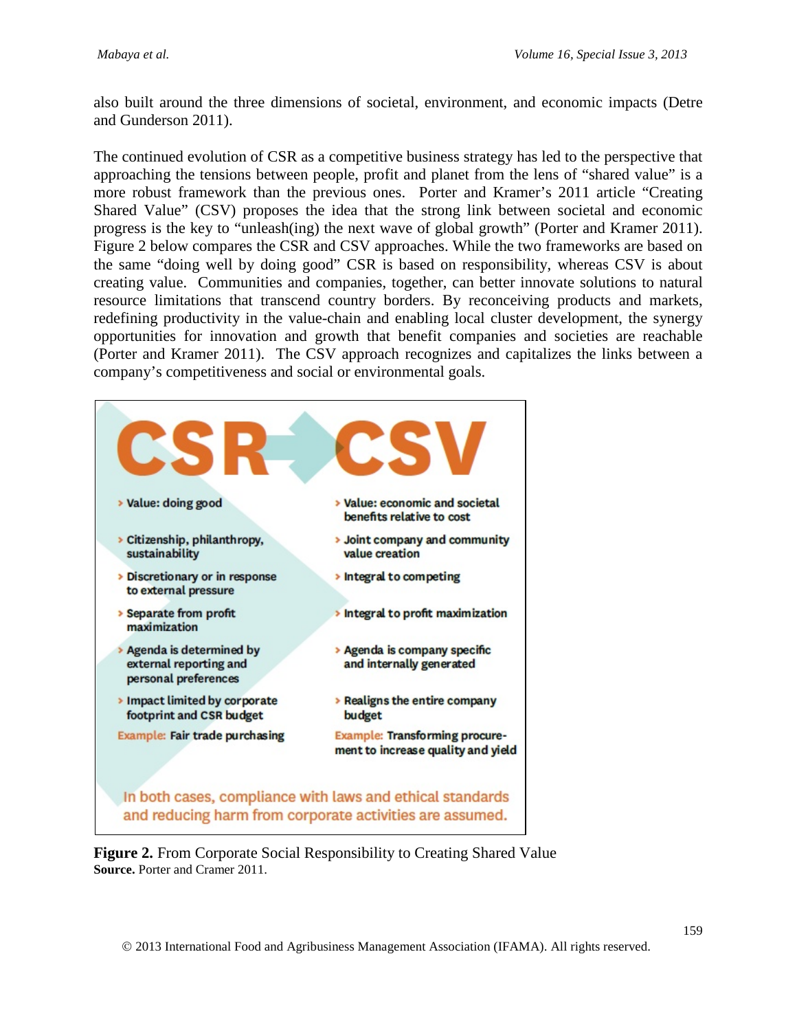also built around the three dimensions of societal, environment, and economic impacts (Detre and Gunderson 2011).

The continued evolution of CSR as a competitive business strategy has led to the perspective that approaching the tensions between people, profit and planet from the lens of "shared value" is a more robust framework than the previous ones. Porter and Kramer's 2011 article "Creating Shared Value" (CSV) proposes the idea that the strong link between societal and economic progress is the key to "unleash(ing) the next wave of global growth" (Porter and Kramer 2011). Figure 2 below compares the CSR and CSV approaches. While the two frameworks are based on the same "doing well by doing good" CSR is based on responsibility, whereas CSV is about creating value. Communities and companies, together, can better innovate solutions to natural resource limitations that transcend country borders. By reconceiving products and markets, redefining productivity in the value-chain and enabling local cluster development, the synergy opportunities for innovation and growth that benefit companies and societies are reachable (Porter and Kramer 2011). The CSV approach recognizes and capitalizes the links between a company's competitiveness and social or environmental goals.

| CSR | CSV |
|---|---|
| Value: doing good | Value: economic and societal benefits relative to cost |
| Citizenship, philanthropy, sustainability | Joint company and community value creation |
| Discretionary or in response to external pressure | Integral to competing |
| Separate from profit maximization | Integral to profit maximization |
| Agenda is determined by external reporting and personal preferences | Agenda is company specific and internally generated |
| Impact limited by corporate footprint and CSR budget | Realigns the entire company budget |
| Example: Fair trade purchasing | Example: Transforming procurement to increase quality and yield |

In both cases, compliance with laws and ethical standards and reducing harm from corporate activities are assumed.

**Figure 2.** From Corporate Social Responsibility to Creating Shared Value
**Source.** Porter and Cramer 2011.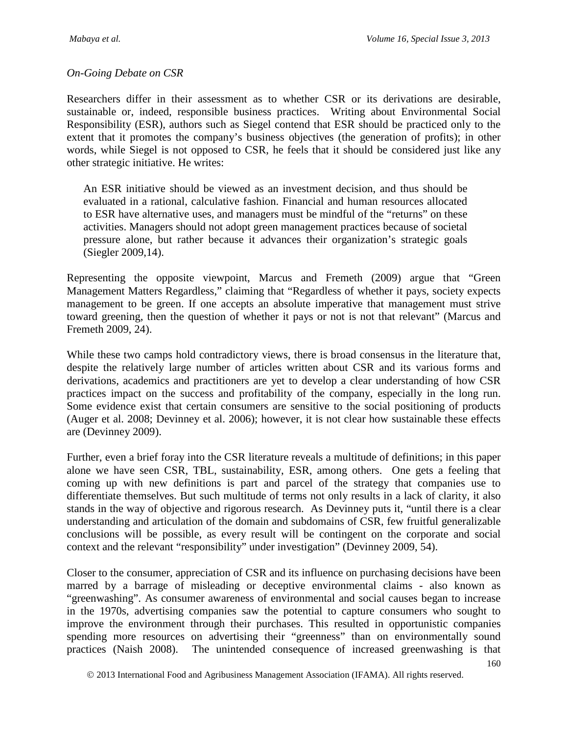*On-Going Debate on CSR*

Researchers differ in their assessment as to whether CSR or its derivations are desirable, sustainable or, indeed, responsible business practices. Writing about Environmental Social Responsibility (ESR), authors such as Siegel contend that ESR should be practiced only to the extent that it promotes the company's business objectives (the generation of profits); in other words, while Siegel is not opposed to CSR, he feels that it should be considered just like any other strategic initiative. He writes:

> An ESR initiative should be viewed as an investment decision, and thus should be evaluated in a rational, calculative fashion. Financial and human resources allocated to ESR have alternative uses, and managers must be mindful of the "returns" on these activities. Managers should not adopt green management practices because of societal pressure alone, but rather because it advances their organization's strategic goals (Siegler 2009,14).

Representing the opposite viewpoint, Marcus and Fremeth (2009) argue that "Green Management Matters Regardless," claiming that "Regardless of whether it pays, society expects management to be green. If one accepts an absolute imperative that management must strive toward greening, then the question of whether it pays or not is not that relevant" (Marcus and Fremeth 2009, 24).

While these two camps hold contradictory views, there is broad consensus in the literature that, despite the relatively large number of articles written about CSR and its various forms and derivations, academics and practitioners are yet to develop a clear understanding of how CSR practices impact on the success and profitability of the company, especially in the long run. Some evidence exist that certain consumers are sensitive to the social positioning of products (Auger et al. 2008; Devinney et al. 2006); however, it is not clear how sustainable these effects are (Devinney 2009).

Further, even a brief foray into the CSR literature reveals a multitude of definitions; in this paper alone we have seen CSR, TBL, sustainability, ESR, among others. One gets a feeling that coming up with new definitions is part and parcel of the strategy that companies use to differentiate themselves. But such multitude of terms not only results in a lack of clarity, it also stands in the way of objective and rigorous research. As Devinney puts it, "until there is a clear understanding and articulation of the domain and subdomains of CSR, few fruitful generalizable conclusions will be possible, as every result will be contingent on the corporate and social context and the relevant "responsibility" under investigation" (Devinney 2009, 54).

Closer to the consumer, appreciation of CSR and its influence on purchasing decisions have been marred by a barrage of misleading or deceptive environmental claims - also known as "greenwashing". As consumer awareness of environmental and social causes began to increase in the 1970s, advertising companies saw the potential to capture consumers who sought to improve the environment through their purchases. This resulted in opportunistic companies spending more resources on advertising their "greenness" than on environmentally sound practices (Naish 2008). The unintended consequence of increased greenwashing is that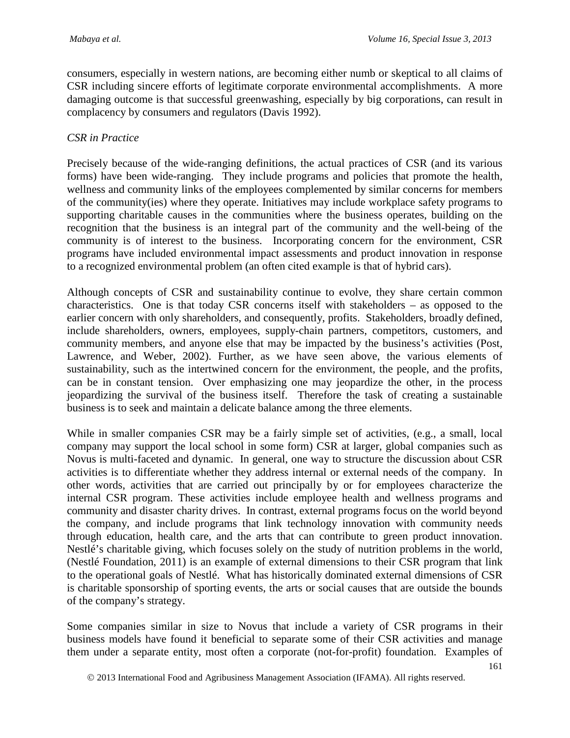consumers, especially in western nations, are becoming either numb or skeptical to all claims of CSR including sincere efforts of legitimate corporate environmental accomplishments. A more damaging outcome is that successful greenwashing, especially by big corporations, can result in complacency by consumers and regulators (Davis 1992).

*CSR in Practice*

Precisely because of the wide-ranging definitions, the actual practices of CSR (and its various forms) have been wide-ranging. They include programs and policies that promote the health, wellness and community links of the employees complemented by similar concerns for members of the community(ies) where they operate. Initiatives may include workplace safety programs to supporting charitable causes in the communities where the business operates, building on the recognition that the business is an integral part of the community and the well-being of the community is of interest to the business. Incorporating concern for the environment, CSR programs have included environmental impact assessments and product innovation in response to a recognized environmental problem (an often cited example is that of hybrid cars).

Although concepts of CSR and sustainability continue to evolve, they share certain common characteristics. One is that today CSR concerns itself with stakeholders – as opposed to the earlier concern with only shareholders, and consequently, profits. Stakeholders, broadly defined, include shareholders, owners, employees, supply-chain partners, competitors, customers, and community members, and anyone else that may be impacted by the business's activities (Post, Lawrence, and Weber, 2002). Further, as we have seen above, the various elements of sustainability, such as the intertwined concern for the environment, the people, and the profits, can be in constant tension. Over emphasizing one may jeopardize the other, in the process jeopardizing the survival of the business itself. Therefore the task of creating a sustainable business is to seek and maintain a delicate balance among the three elements.

While in smaller companies CSR may be a fairly simple set of activities, (e.g., a small, local company may support the local school in some form) CSR at larger, global companies such as Novus is multi-faceted and dynamic. In general, one way to structure the discussion about CSR activities is to differentiate whether they address internal or external needs of the company. In other words, activities that are carried out principally by or for employees characterize the internal CSR program. These activities include employee health and wellness programs and community and disaster charity drives. In contrast, external programs focus on the world beyond the company, and include programs that link technology innovation with community needs through education, health care, and the arts that can contribute to green product innovation. Nestlé's charitable giving, which focuses solely on the study of nutrition problems in the world, (Nestlé Foundation, 2011) is an example of external dimensions to their CSR program that link to the operational goals of Nestlé. What has historically dominated external dimensions of CSR is charitable sponsorship of sporting events, the arts or social causes that are outside the bounds of the company's strategy.

Some companies similar in size to Novus that include a variety of CSR programs in their business models have found it beneficial to separate some of their CSR activities and manage them under a separate entity, most often a corporate (not-for-profit) foundation. Examples of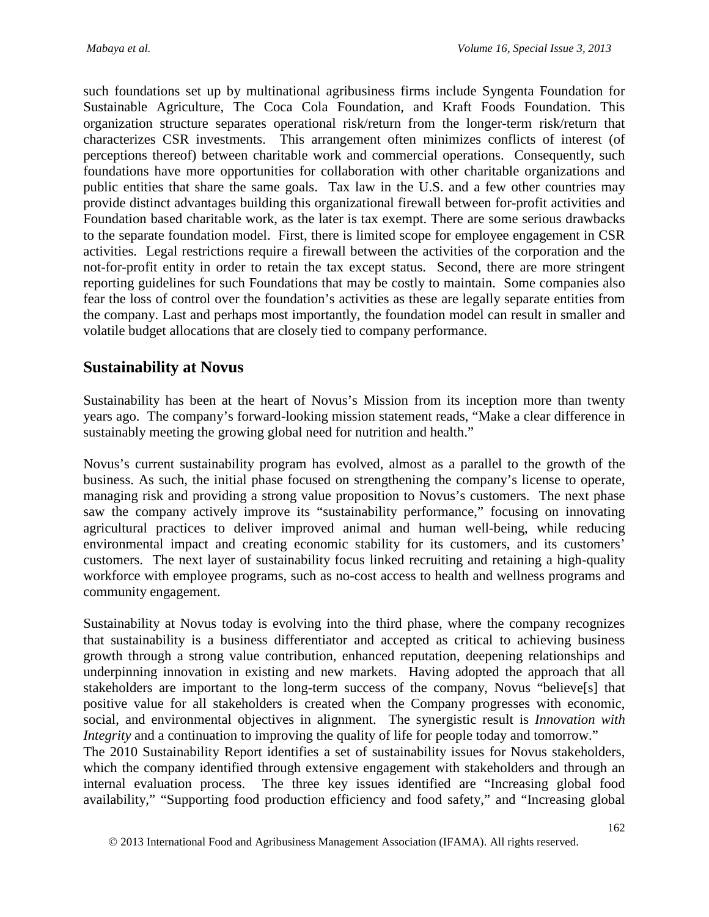such foundations set up by multinational agribusiness firms include Syngenta Foundation for Sustainable Agriculture, The Coca Cola Foundation, and Kraft Foods Foundation. This organization structure separates operational risk/return from the longer-term risk/return that characterizes CSR investments. This arrangement often minimizes conflicts of interest (of perceptions thereof) between charitable work and commercial operations. Consequently, such foundations have more opportunities for collaboration with other charitable organizations and public entities that share the same goals. Tax law in the U.S. and a few other countries may provide distinct advantages building this organizational firewall between for-profit activities and Foundation based charitable work, as the later is tax exempt. There are some serious drawbacks to the separate foundation model. First, there is limited scope for employee engagement in CSR activities. Legal restrictions require a firewall between the activities of the corporation and the not-for-profit entity in order to retain the tax except status. Second, there are more stringent reporting guidelines for such Foundations that may be costly to maintain. Some companies also fear the loss of control over the foundation's activities as these are legally separate entities from the company. Last and perhaps most importantly, the foundation model can result in smaller and volatile budget allocations that are closely tied to company performance.

## Sustainability at Novus

Sustainability has been at the heart of Novus's Mission from its inception more than twenty years ago. The company's forward-looking mission statement reads, "Make a clear difference in sustainably meeting the growing global need for nutrition and health."

Novus's current sustainability program has evolved, almost as a parallel to the growth of the business. As such, the initial phase focused on strengthening the company's license to operate, managing risk and providing a strong value proposition to Novus's customers. The next phase saw the company actively improve its "sustainability performance," focusing on innovating agricultural practices to deliver improved animal and human well-being, while reducing environmental impact and creating economic stability for its customers, and its customers' customers. The next layer of sustainability focus linked recruiting and retaining a high-quality workforce with employee programs, such as no-cost access to health and wellness programs and community engagement.

Sustainability at Novus today is evolving into the third phase, where the company recognizes that sustainability is a business differentiator and accepted as critical to achieving business growth through a strong value contribution, enhanced reputation, deepening relationships and underpinning innovation in existing and new markets. Having adopted the approach that all stakeholders are important to the long-term success of the company, Novus "believe[s] that positive value for all stakeholders is created when the Company progresses with economic, social, and environmental objectives in alignment. The synergistic result is *Innovation with Integrity* and a continuation to improving the quality of life for people today and tomorrow."

The 2010 Sustainability Report identifies a set of sustainability issues for Novus stakeholders, which the company identified through extensive engagement with stakeholders and through an internal evaluation process. The three key issues identified are "Increasing global food availability," "Supporting food production efficiency and food safety," and "Increasing global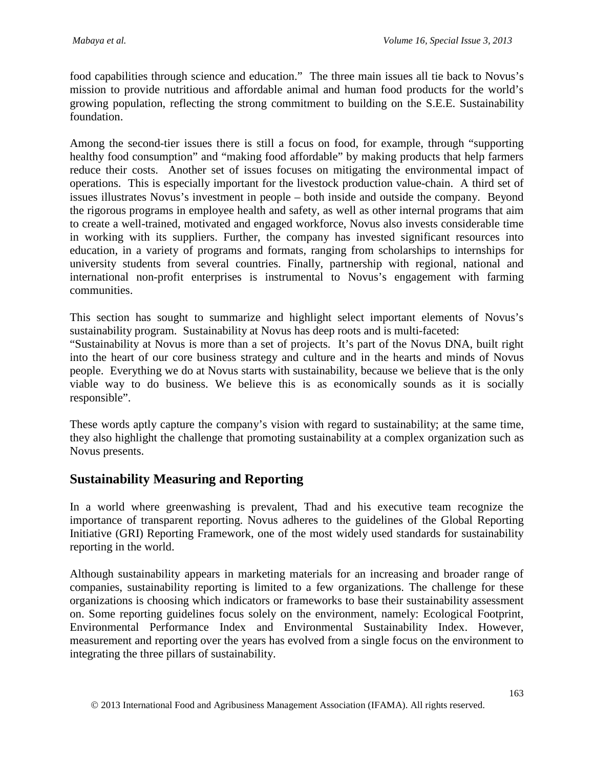food capabilities through science and education." The three main issues all tie back to Novus's mission to provide nutritious and affordable animal and human food products for the world's growing population, reflecting the strong commitment to building on the S.E.E. Sustainability foundation.

Among the second-tier issues there is still a focus on food, for example, through "supporting healthy food consumption" and "making food affordable" by making products that help farmers reduce their costs. Another set of issues focuses on mitigating the environmental impact of operations. This is especially important for the livestock production value-chain. A third set of issues illustrates Novus's investment in people – both inside and outside the company. Beyond the rigorous programs in employee health and safety, as well as other internal programs that aim to create a well-trained, motivated and engaged workforce, Novus also invests considerable time in working with its suppliers. Further, the company has invested significant resources into education, in a variety of programs and formats, ranging from scholarships to internships for university students from several countries. Finally, partnership with regional, national and international non-profit enterprises is instrumental to Novus's engagement with farming communities.

This section has sought to summarize and highlight select important elements of Novus's sustainability program. Sustainability at Novus has deep roots and is multi-faceted:
"Sustainability at Novus is more than a set of projects. It's part of the Novus DNA, built right into the heart of our core business strategy and culture and in the hearts and minds of Novus people. Everything we do at Novus starts with sustainability, because we believe that is the only viable way to do business. We believe this is as economically sounds as it is socially responsible".

These words aptly capture the company's vision with regard to sustainability; at the same time, they also highlight the challenge that promoting sustainability at a complex organization such as Novus presents.

## Sustainability Measuring and Reporting

In a world where greenwashing is prevalent, Thad and his executive team recognize the importance of transparent reporting. Novus adheres to the guidelines of the Global Reporting Initiative (GRI) Reporting Framework, one of the most widely used standards for sustainability reporting in the world.

Although sustainability appears in marketing materials for an increasing and broader range of companies, sustainability reporting is limited to a few organizations. The challenge for these organizations is choosing which indicators or frameworks to base their sustainability assessment on. Some reporting guidelines focus solely on the environment, namely: Ecological Footprint, Environmental Performance Index and Environmental Sustainability Index. However, measurement and reporting over the years has evolved from a single focus on the environment to integrating the three pillars of sustainability.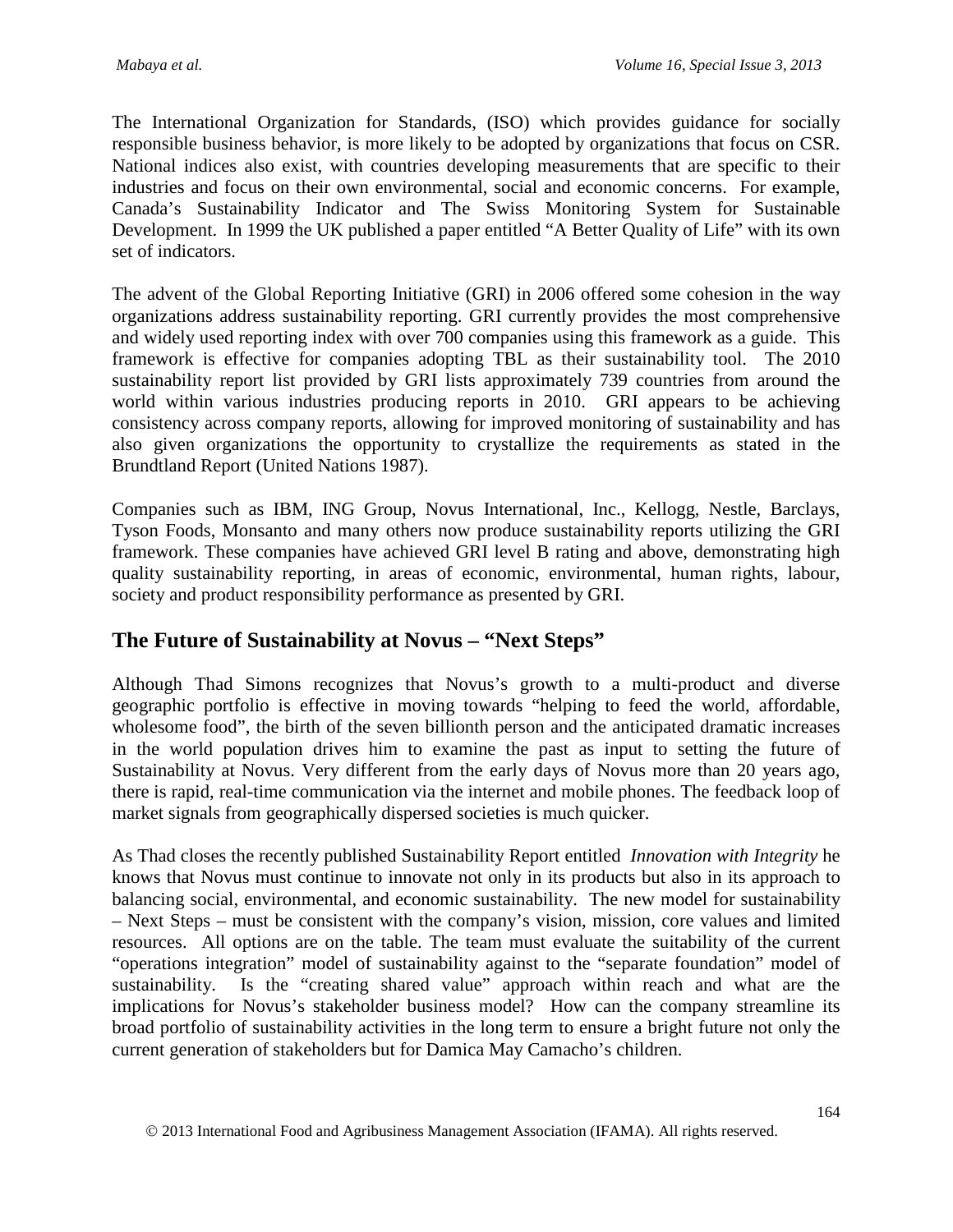The International Organization for Standards, (ISO) which provides guidance for socially responsible business behavior, is more likely to be adopted by organizations that focus on CSR. National indices also exist, with countries developing measurements that are specific to their industries and focus on their own environmental, social and economic concerns. For example, Canada's Sustainability Indicator and The Swiss Monitoring System for Sustainable Development. In 1999 the UK published a paper entitled "A Better Quality of Life" with its own set of indicators.

The advent of the Global Reporting Initiative (GRI) in 2006 offered some cohesion in the way organizations address sustainability reporting. GRI currently provides the most comprehensive and widely used reporting index with over 700 companies using this framework as a guide. This framework is effective for companies adopting TBL as their sustainability tool. The 2010 sustainability report list provided by GRI lists approximately 739 countries from around the world within various industries producing reports in 2010. GRI appears to be achieving consistency across company reports, allowing for improved monitoring of sustainability and has also given organizations the opportunity to crystallize the requirements as stated in the Brundtland Report (United Nations 1987).

Companies such as IBM, ING Group, Novus International, Inc., Kellogg, Nestle, Barclays, Tyson Foods, Monsanto and many others now produce sustainability reports utilizing the GRI framework. These companies have achieved GRI level B rating and above, demonstrating high quality sustainability reporting, in areas of economic, environmental, human rights, labour, society and product responsibility performance as presented by GRI.

## The Future of Sustainability at Novus – "Next Steps"

Although Thad Simons recognizes that Novus's growth to a multi-product and diverse geographic portfolio is effective in moving towards "helping to feed the world, affordable, wholesome food", the birth of the seven billionth person and the anticipated dramatic increases in the world population drives him to examine the past as input to setting the future of Sustainability at Novus. Very different from the early days of Novus more than 20 years ago, there is rapid, real-time communication via the internet and mobile phones. The feedback loop of market signals from geographically dispersed societies is much quicker.

As Thad closes the recently published Sustainability Report entitled *Innovation with Integrity* he knows that Novus must continue to innovate not only in its products but also in its approach to balancing social, environmental, and economic sustainability. The new model for sustainability – Next Steps – must be consistent with the company's vision, mission, core values and limited resources. All options are on the table. The team must evaluate the suitability of the current "operations integration" model of sustainability against to the "separate foundation" model of sustainability. Is the "creating shared value" approach within reach and what are the implications for Novus's stakeholder business model? How can the company streamline its broad portfolio of sustainability activities in the long term to ensure a bright future not only the current generation of stakeholders but for Damica May Camacho's children.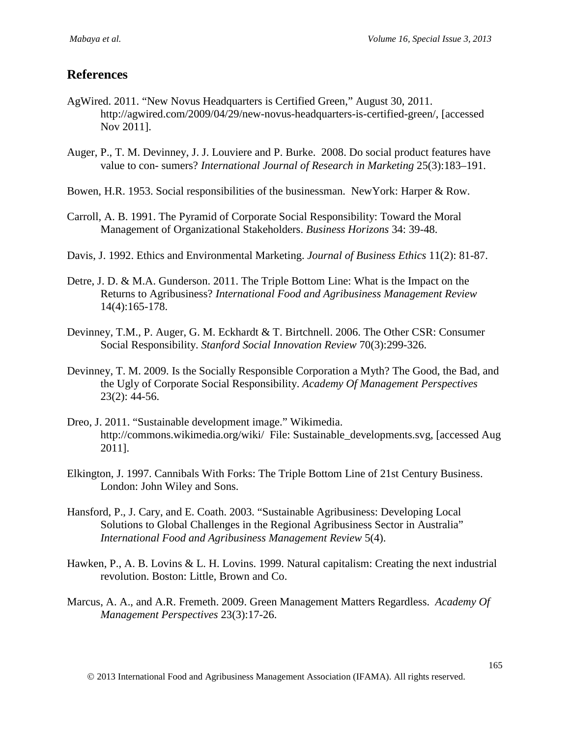## References

AgWired. 2011. "New Novus Headquarters is Certified Green," August 30, 2011. http://agwired.com/2009/04/29/new-novus-headquarters-is-certified-green/, [accessed Nov 2011].

Auger, P., T. M. Devinney, J. J. Louviere and P. Burke. 2008. Do social product features have value to con- sumers? *International Journal of Research in Marketing* 25(3):183–191.

Bowen, H.R. 1953. Social responsibilities of the businessman. NewYork: Harper & Row.

Carroll, A. B. 1991. The Pyramid of Corporate Social Responsibility: Toward the Moral Management of Organizational Stakeholders. *Business Horizons* 34: 39-48.

Davis, J. 1992. Ethics and Environmental Marketing. *Journal of Business Ethics* 11(2): 81-87.

Detre, J. D. & M.A. Gunderson. 2011. The Triple Bottom Line: What is the Impact on the Returns to Agribusiness? *International Food and Agribusiness Management Review* 14(4):165-178.

Devinney, T.M., P. Auger, G. M. Eckhardt & T. Birtchnell. 2006. The Other CSR: Consumer Social Responsibility. *Stanford Social Innovation Review* 70(3):299-326.

Devinney, T. M. 2009. Is the Socially Responsible Corporation a Myth? The Good, the Bad, and the Ugly of Corporate Social Responsibility. *Academy Of Management Perspectives* 23(2): 44-56.

Dreo, J. 2011. "Sustainable development image." Wikimedia. http://commons.wikimedia.org/wiki/ File: Sustainable_developments.svg, [accessed Aug 2011].

Elkington, J. 1997. Cannibals With Forks: The Triple Bottom Line of 21st Century Business. London: John Wiley and Sons.

Hansford, P., J. Cary, and E. Coath. 2003. "Sustainable Agribusiness: Developing Local Solutions to Global Challenges in the Regional Agribusiness Sector in Australia" *International Food and Agribusiness Management Review* 5(4).

Hawken, P., A. B. Lovins & L. H. Lovins. 1999. Natural capitalism: Creating the next industrial revolution. Boston: Little, Brown and Co.

Marcus, A. A., and A.R. Fremeth. 2009. Green Management Matters Regardless. *Academy Of Management Perspectives* 23(3):17-26.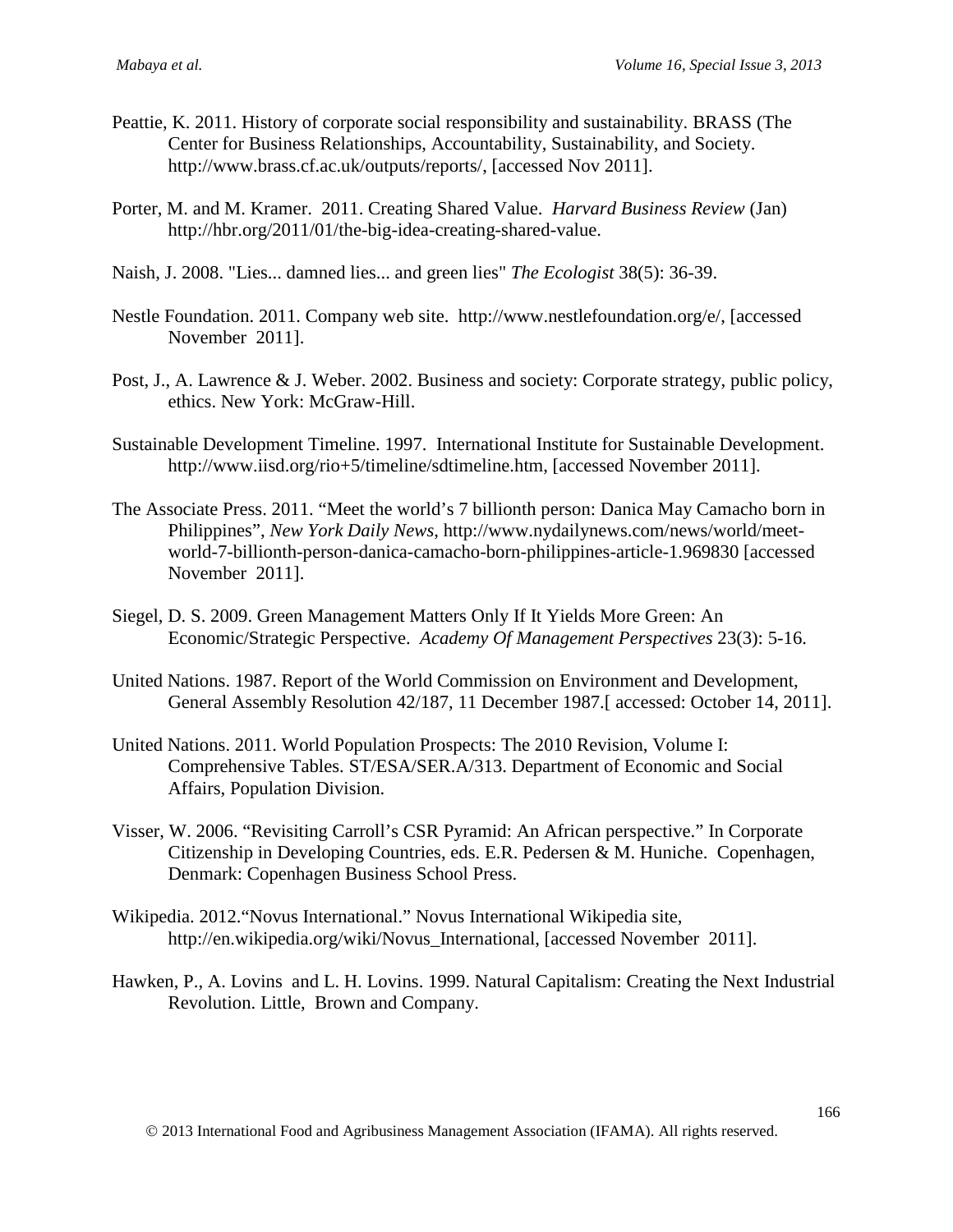Peattie, K. 2011. History of corporate social responsibility and sustainability. BRASS (The Center for Business Relationships, Accountability, Sustainability, and Society. http://www.brass.cf.ac.uk/outputs/reports/, [accessed Nov 2011].

Porter, M. and M. Kramer. 2011. Creating Shared Value. *Harvard Business Review* (Jan) http://hbr.org/2011/01/the-big-idea-creating-shared-value.

Naish, J. 2008. "Lies... damned lies... and green lies" *The Ecologist* 38(5): 36-39.

Nestle Foundation. 2011. Company web site. http://www.nestlefoundation.org/e/, [accessed November 2011].

Post, J., A. Lawrence & J. Weber. 2002. Business and society: Corporate strategy, public policy, ethics. New York: McGraw-Hill.

Sustainable Development Timeline. 1997. International Institute for Sustainable Development. http://www.iisd.org/rio+5/timeline/sdtimeline.htm, [accessed November 2011].

The Associate Press. 2011. "Meet the world's 7 billionth person: Danica May Camacho born in Philippines", *New York Daily News*, http://www.nydailynews.com/news/world/meet-world-7-billionth-person-danica-camacho-born-philippines-article-1.969830 [accessed November 2011].

Siegel, D. S. 2009. Green Management Matters Only If It Yields More Green: An Economic/Strategic Perspective. *Academy Of Management Perspectives* 23(3): 5-16.

United Nations. 1987. Report of the World Commission on Environment and Development, General Assembly Resolution 42/187, 11 December 1987.[ accessed: October 14, 2011].

United Nations. 2011. World Population Prospects: The 2010 Revision, Volume I: Comprehensive Tables. ST/ESA/SER.A/313. Department of Economic and Social Affairs, Population Division.

Visser, W. 2006. "Revisiting Carroll's CSR Pyramid: An African perspective." In Corporate Citizenship in Developing Countries, eds. E.R. Pedersen & M. Huniche. Copenhagen, Denmark: Copenhagen Business School Press.

Wikipedia. 2012."Novus International." Novus International Wikipedia site, http://en.wikipedia.org/wiki/Novus_International, [accessed November 2011].

Hawken, P., A. Lovins and L. H. Lovins. 1999. Natural Capitalism: Creating the Next Industrial Revolution. Little, Brown and Company.

© 2013 International Food and Agribusiness Management Association (IFAMA). All rights reserved.